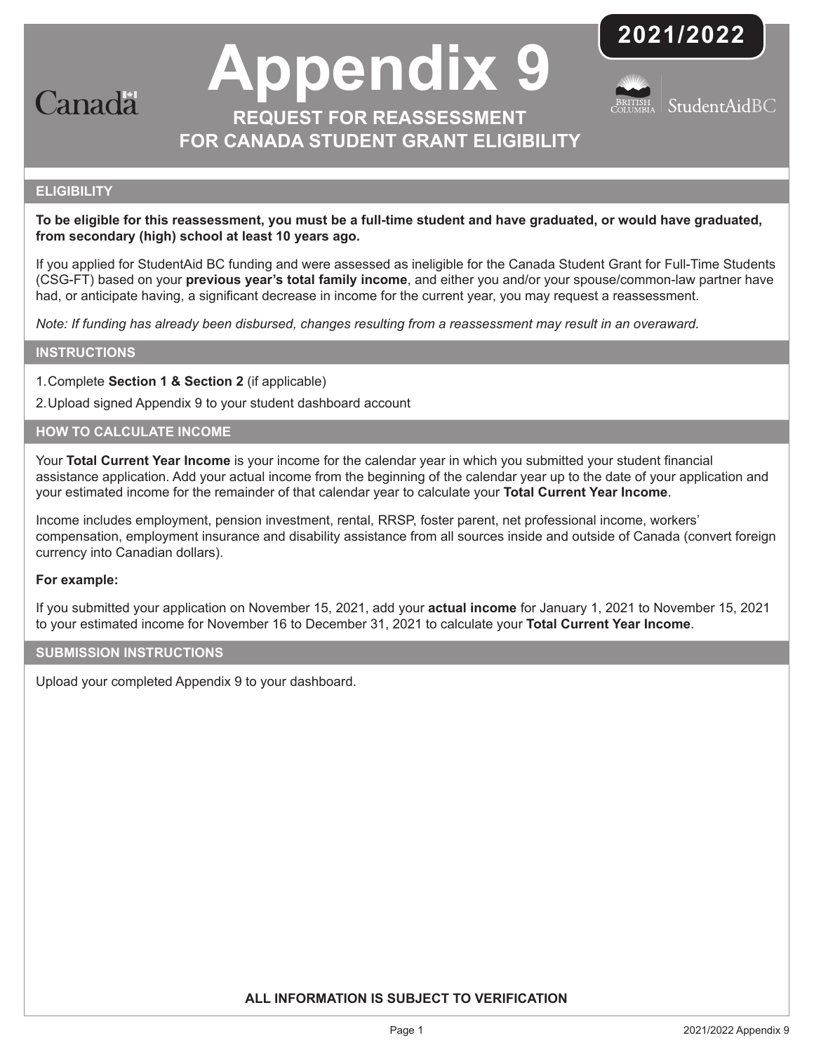2021/2022

Canada

# Appendix 9

## REQUEST FOR REASSESSMENT FOR CANADA STUDENT GRANT ELIGIBILITY

StudentAidBC

### ELIGIBILITY

**To be eligible for this reassessment, you must be a full-time student and have graduated, or would have graduated, from secondary (high) school at least 10 years ago.**

If you applied for StudentAid BC funding and were assessed as ineligible for the Canada Student Grant for Full-Time Students (CSG-FT) based on your **previous year's total family income**, and either you and/or your spouse/common-law partner have had, or anticipate having, a significant decrease in income for the current year, you may request a reassessment.

*Note: If funding has already been disbursed, changes resulting from a reassessment may result in an overaward.*

### INSTRUCTIONS

1. Complete **Section 1 & Section 2** (if applicable)
2. Upload signed Appendix 9 to your student dashboard account

### HOW TO CALCULATE INCOME

Your **Total Current Year Income** is your income for the calendar year in which you submitted your student financial assistance application. Add your actual income from the beginning of the calendar year up to the date of your application and your estimated income for the remainder of that calendar year to calculate your **Total Current Year Income**.

Income includes employment, pension investment, rental, RRSP, foster parent, net professional income, workers' compensation, employment insurance and disability assistance from all sources inside and outside of Canada (convert foreign currency into Canadian dollars).

**For example:**

If you submitted your application on November 15, 2021, add your **actual income** for January 1, 2021 to November 15, 2021 to your estimated income for November 16 to December 31, 2021 to calculate your **Total Current Year Income**.

### SUBMISSION INSTRUCTIONS

Upload your completed Appendix 9 to your dashboard.

**ALL INFORMATION IS SUBJECT TO VERIFICATION**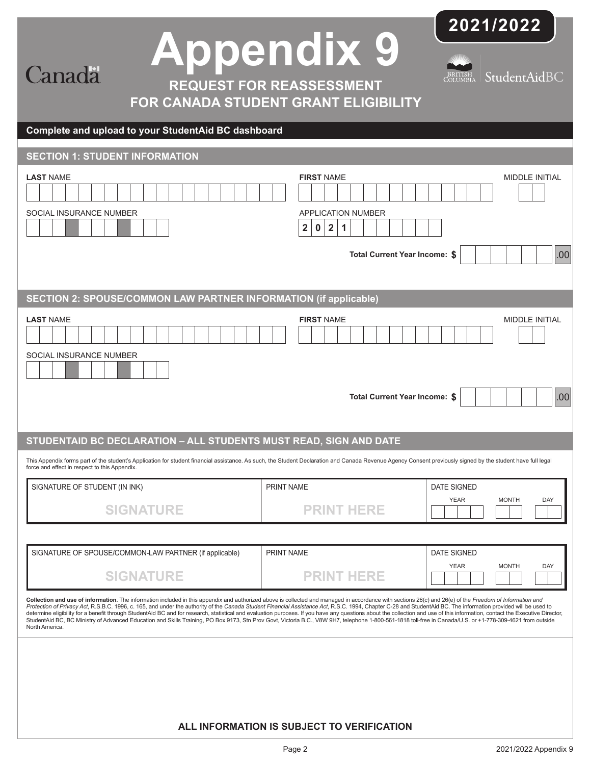Canada

# Appendix 9

**2021/2022**

StudentAidBC

## REQUEST FOR REASSESSMENT FOR CANADA STUDENT GRANT ELIGIBILITY

**Complete and upload to your StudentAid BC dashboard**

## SECTION 1: STUDENT INFORMATION

**LAST** NAME

**FIRST** NAME

MIDDLE INITIAL

SOCIAL INSURANCE NUMBER

APPLICATION NUMBER

2 0 2 1

**Total Current Year Income: $** .00

## SECTION 2: SPOUSE/COMMON LAW PARTNER INFORMATION (if applicable)

**LAST** NAME

**FIRST** NAME

MIDDLE INITIAL

SOCIAL INSURANCE NUMBER

**Total Current Year Income: $** .00

## STUDENTAID BC DECLARATION – ALL STUDENTS MUST READ, SIGN AND DATE

This Appendix forms part of the student's Application for student financial assistance. As such, the Student Declaration and Canada Revenue Agency Consent previously signed by the student have full legal force and effect in respect to this Appendix.

| SIGNATURE OF STUDENT (IN INK) | PRINT NAME | DATE SIGNED (YEAR / MONTH / DAY) |
| --- | --- | --- |
| SIGNATURE | PRINT HERE | |

| SIGNATURE OF SPOUSE/COMMON-LAW PARTNER (if applicable) | PRINT NAME | DATE SIGNED (YEAR / MONTH / DAY) |
| --- | --- | --- |
| SIGNATURE | PRINT HERE | |

**Collection and use of information.** The information included in this appendix and authorized above is collected and managed in accordance with sections 26(c) and 26(e) of the *Freedom of Information and Protection of Privacy Act*, R.S.B.C. 1996, c. 165, and under the authority of the *Canada Student Financial Assistance Act*, R.S.C. 1994, Chapter C-28 and StudentAid BC. The information provided will be used to determine eligibility for a benefit through StudentAid BC and for research, statistical and evaluation purposes. If you have any questions about the collection and use of this information, contact the Executive Director, StudentAid BC, BC Ministry of Advanced Education and Skills Training, PO Box 9173, Stn Prov Govt, Victoria B.C., V8W 9H7, telephone 1-800-561-1818 toll-free in Canada/U.S. or +1-778-309-4621 from outside North America.

**ALL INFORMATION IS SUBJECT TO VERIFICATION**